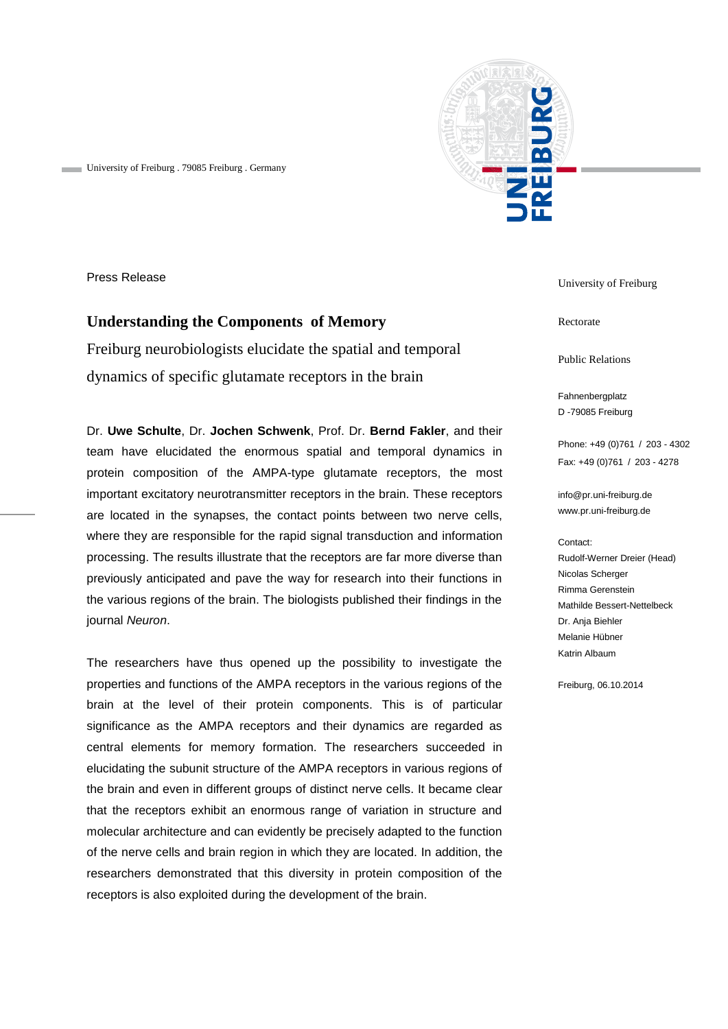University of Freiburg . 79085 Freiburg . Germany

Press Release

# Understanding the Components of Memory

## Freiburg neurobiologists elucidate the spatial and temporal dynamics of specific glutamate receptors in the brain

Dr. **Uwe Schulte**, Dr. **Jochen Schwenk**, Prof. Dr. **Bernd Fakler**, and their team have elucidated the enormous spatial and temporal dynamics in protein composition of the AMPA-type glutamate receptors, the most important excitatory neurotransmitter receptors in the brain. These receptors are located in the synapses, the contact points between two nerve cells, where they are responsible for the rapid signal transduction and information processing. The results illustrate that the receptors are far more diverse than previously anticipated and pave the way for research into their functions in the various regions of the brain. The biologists published their findings in the journal *Neuron*.

The researchers have thus opened up the possibility to investigate the properties and functions of the AMPA receptors in the various regions of the brain at the level of their protein components. This is of particular significance as the AMPA receptors and their dynamics are regarded as central elements for memory formation. The researchers succeeded in elucidating the subunit structure of the AMPA receptors in various regions of the brain and even in different groups of distinct nerve cells. It became clear that the receptors exhibit an enormous range of variation in structure and molecular architecture and can evidently be precisely adapted to the function of the nerve cells and brain region in which they are located. In addition, the researchers demonstrated that this diversity in protein composition of the receptors is also exploited during the development of the brain.

University of Freiburg

Rectorate

Public Relations

Fahnenbergplatz
D -79085 Freiburg

Phone: +49 (0)761 / 203 - 4302
Fax: +49 (0)761 / 203 - 4278

info@pr.uni-freiburg.de
www.pr.uni-freiburg.de

Contact:
Rudolf-Werner Dreier (Head)
Nicolas Scherger
Rimma Gerenstein
Mathilde Bessert-Nettelbeck
Dr. Anja Biehler
Melanie Hübner
Katrin Albaum

Freiburg, 06.10.2014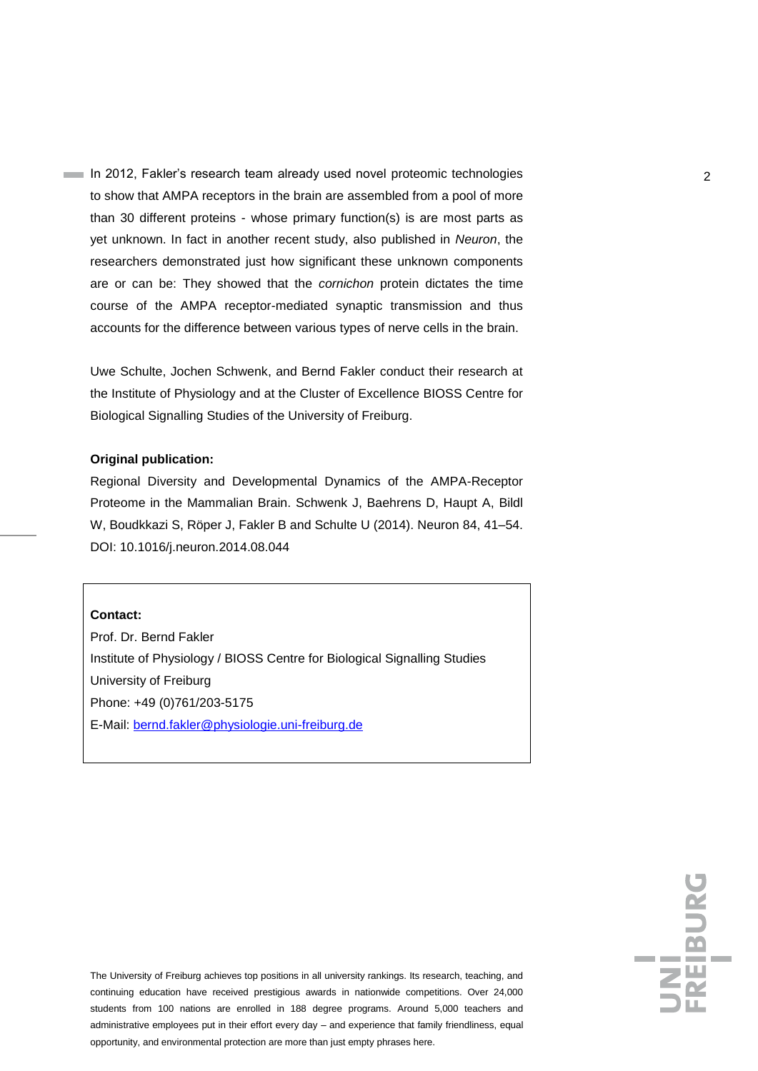In 2012, Fakler's research team already used novel proteomic technologies to show that AMPA receptors in the brain are assembled from a pool of more than 30 different proteins - whose primary function(s) is are most parts as yet unknown. In fact in another recent study, also published in *Neuron*, the researchers demonstrated just how significant these unknown components are or can be: They showed that the *cornichon* protein dictates the time course of the AMPA receptor-mediated synaptic transmission and thus accounts for the difference between various types of nerve cells in the brain.

Uwe Schulte, Jochen Schwenk, and Bernd Fakler conduct their research at the Institute of Physiology and at the Cluster of Excellence BIOSS Centre for Biological Signalling Studies of the University of Freiburg.

**Original publication:**

Regional Diversity and Developmental Dynamics of the AMPA-Receptor Proteome in the Mammalian Brain. Schwenk J, Baehrens D, Haupt A, Bildl W, Boudkkazi S, Röper J, Fakler B and Schulte U (2014). Neuron 84, 41–54. DOI: 10.1016/j.neuron.2014.08.044

**Contact:**

Prof. Dr. Bernd Fakler
Institute of Physiology / BIOSS Centre for Biological Signalling Studies
University of Freiburg
Phone: +49 (0)761/203-5175
E-Mail: bernd.fakler@physiologie.uni-freiburg.de

The University of Freiburg achieves top positions in all university rankings. Its research, teaching, and continuing education have received prestigious awards in nationwide competitions. Over 24,000 students from 100 nations are enrolled in 188 degree programs. Around 5,000 teachers and administrative employees put in their effort every day – and experience that family friendliness, equal opportunity, and environmental protection are more than just empty phrases here.